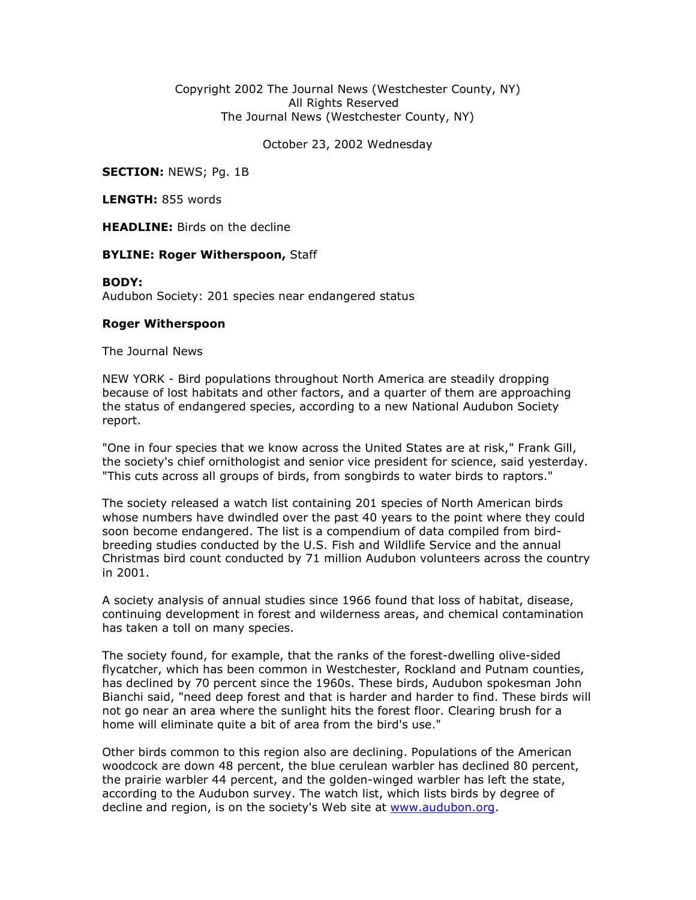Copyright 2002 The Journal News (Westchester County, NY)
All Rights Reserved
The Journal News (Westchester County, NY)

October 23, 2002 Wednesday

**SECTION:** NEWS; Pg. 1B

**LENGTH:** 855 words

**HEADLINE:** Birds on the decline

**BYLINE: Roger Witherspoon,** Staff

**BODY:**
Audubon Society: 201 species near endangered status

**Roger Witherspoon**

The Journal News

NEW YORK - Bird populations throughout North America are steadily dropping because of lost habitats and other factors, and a quarter of them are approaching the status of endangered species, according to a new National Audubon Society report.

"One in four species that we know across the United States are at risk," Frank Gill, the society's chief ornithologist and senior vice president for science, said yesterday. "This cuts across all groups of birds, from songbirds to water birds to raptors."

The society released a watch list containing 201 species of North American birds whose numbers have dwindled over the past 40 years to the point where they could soon become endangered. The list is a compendium of data compiled from bird-breeding studies conducted by the U.S. Fish and Wildlife Service and the annual Christmas bird count conducted by 71 million Audubon volunteers across the country in 2001.

A society analysis of annual studies since 1966 found that loss of habitat, disease, continuing development in forest and wilderness areas, and chemical contamination has taken a toll on many species.

The society found, for example, that the ranks of the forest-dwelling olive-sided flycatcher, which has been common in Westchester, Rockland and Putnam counties, has declined by 70 percent since the 1960s. These birds, Audubon spokesman John Bianchi said, "need deep forest and that is harder and harder to find. These birds will not go near an area where the sunlight hits the forest floor. Clearing brush for a home will eliminate quite a bit of area from the bird's use."

Other birds common to this region also are declining. Populations of the American woodcock are down 48 percent, the blue cerulean warbler has declined 80 percent, the prairie warbler 44 percent, and the golden-winged warbler has left the state, according to the Audubon survey. The watch list, which lists birds by degree of decline and region, is on the society's Web site at www.audubon.org.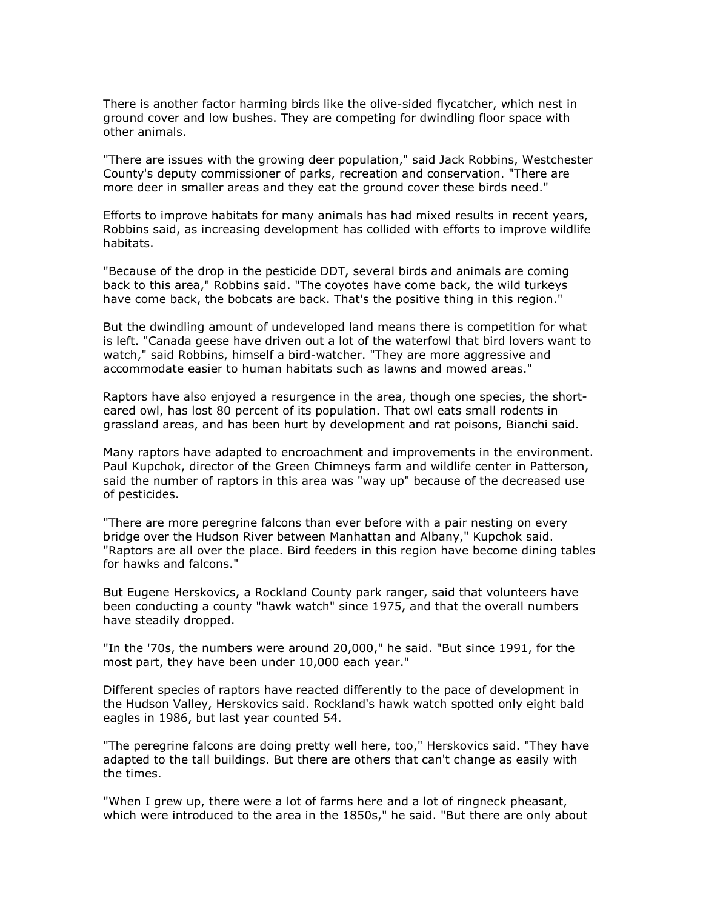There is another factor harming birds like the olive-sided flycatcher, which nest in ground cover and low bushes. They are competing for dwindling floor space with other animals.

"There are issues with the growing deer population," said Jack Robbins, Westchester County's deputy commissioner of parks, recreation and conservation. "There are more deer in smaller areas and they eat the ground cover these birds need."

Efforts to improve habitats for many animals has had mixed results in recent years, Robbins said, as increasing development has collided with efforts to improve wildlife habitats.

"Because of the drop in the pesticide DDT, several birds and animals are coming back to this area," Robbins said. "The coyotes have come back, the wild turkeys have come back, the bobcats are back. That's the positive thing in this region."

But the dwindling amount of undeveloped land means there is competition for what is left. "Canada geese have driven out a lot of the waterfowl that bird lovers want to watch," said Robbins, himself a bird-watcher. "They are more aggressive and accommodate easier to human habitats such as lawns and mowed areas."

Raptors have also enjoyed a resurgence in the area, though one species, the short-eared owl, has lost 80 percent of its population. That owl eats small rodents in grassland areas, and has been hurt by development and rat poisons, Bianchi said.

Many raptors have adapted to encroachment and improvements in the environment. Paul Kupchok, director of the Green Chimneys farm and wildlife center in Patterson, said the number of raptors in this area was "way up" because of the decreased use of pesticides.

"There are more peregrine falcons than ever before with a pair nesting on every bridge over the Hudson River between Manhattan and Albany," Kupchok said. "Raptors are all over the place. Bird feeders in this region have become dining tables for hawks and falcons."

But Eugene Herskovics, a Rockland County park ranger, said that volunteers have been conducting a county "hawk watch" since 1975, and that the overall numbers have steadily dropped.

"In the '70s, the numbers were around 20,000," he said. "But since 1991, for the most part, they have been under 10,000 each year."

Different species of raptors have reacted differently to the pace of development in the Hudson Valley, Herskovics said. Rockland's hawk watch spotted only eight bald eagles in 1986, but last year counted 54.

"The peregrine falcons are doing pretty well here, too," Herskovics said. "They have adapted to the tall buildings. But there are others that can't change as easily with the times.

"When I grew up, there were a lot of farms here and a lot of ringneck pheasant, which were introduced to the area in the 1850s," he said. "But there are only about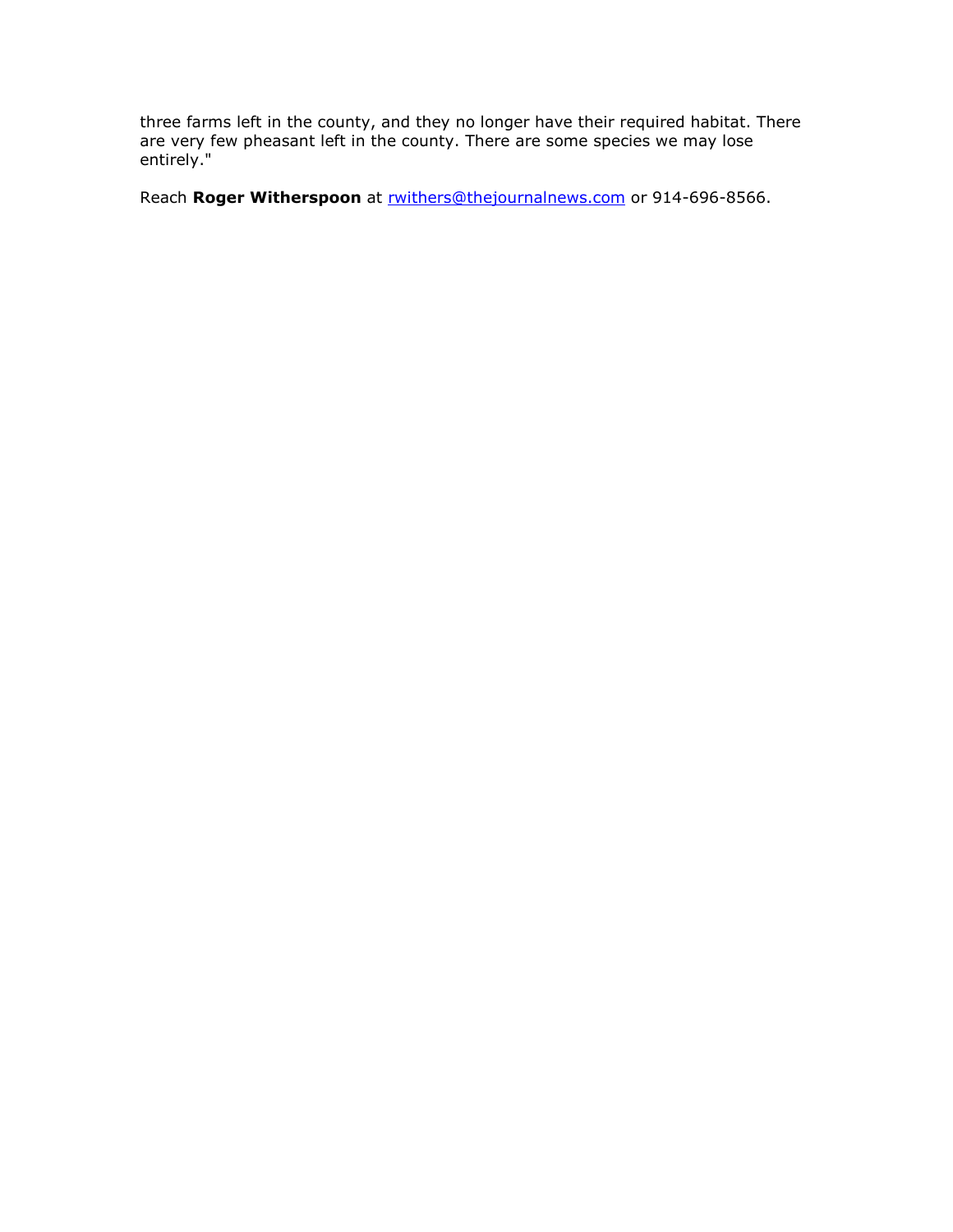three farms left in the county, and they no longer have their required habitat. There are very few pheasant left in the county. There are some species we may lose entirely."

Reach **Roger Witherspoon** at rwithers@thejournalnews.com or 914-696-8566.